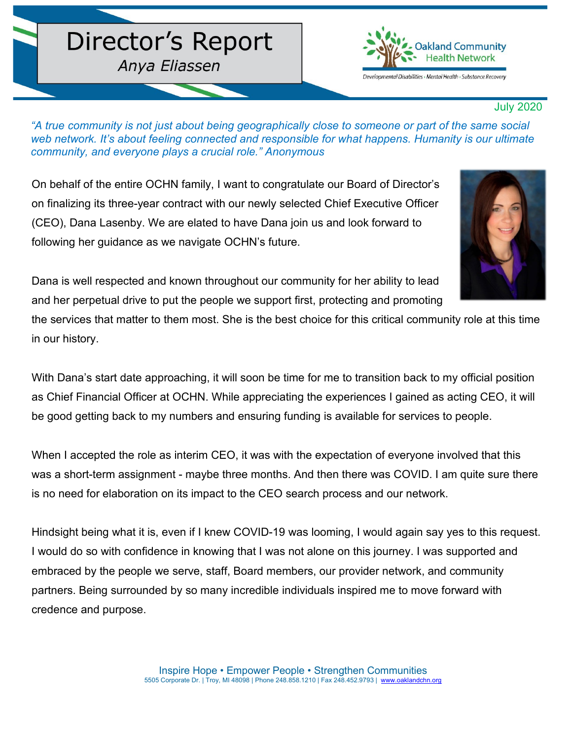# Director's Report

*Anya Eliassen*

Oakland Community Health Network

*Developmental Disabilities • Mental Health • Substance Recovery*

July 2020

*"A true community is not just about being geographically close to someone or part of the same social web network. It's about feeling connected and responsible for what happens. Humanity is our ultimate community, and everyone plays a crucial role." Anonymous*

On behalf of the entire OCHN family, I want to congratulate our Board of Director's on finalizing its three-year contract with our newly selected Chief Executive Officer (CEO), Dana Lasenby. We are elated to have Dana join us and look forward to following her guidance as we navigate OCHN's future.

Dana is well respected and known throughout our community for her ability to lead and her perpetual drive to put the people we support first, protecting and promoting the services that matter to them most. She is the best choice for this critical community role at this time in our history.

With Dana's start date approaching, it will soon be time for me to transition back to my official position as Chief Financial Officer at OCHN. While appreciating the experiences I gained as acting CEO, it will be good getting back to my numbers and ensuring funding is available for services to people.

When I accepted the role as interim CEO, it was with the expectation of everyone involved that this was a short-term assignment - maybe three months. And then there was COVID. I am quite sure there is no need for elaboration on its impact to the CEO search process and our network.

Hindsight being what it is, even if I knew COVID-19 was looming, I would again say yes to this request. I would do so with confidence in knowing that I was not alone on this journey. I was supported and embraced by the people we serve, staff, Board members, our provider network, and community partners. Being surrounded by so many incredible individuals inspired me to move forward with credence and purpose.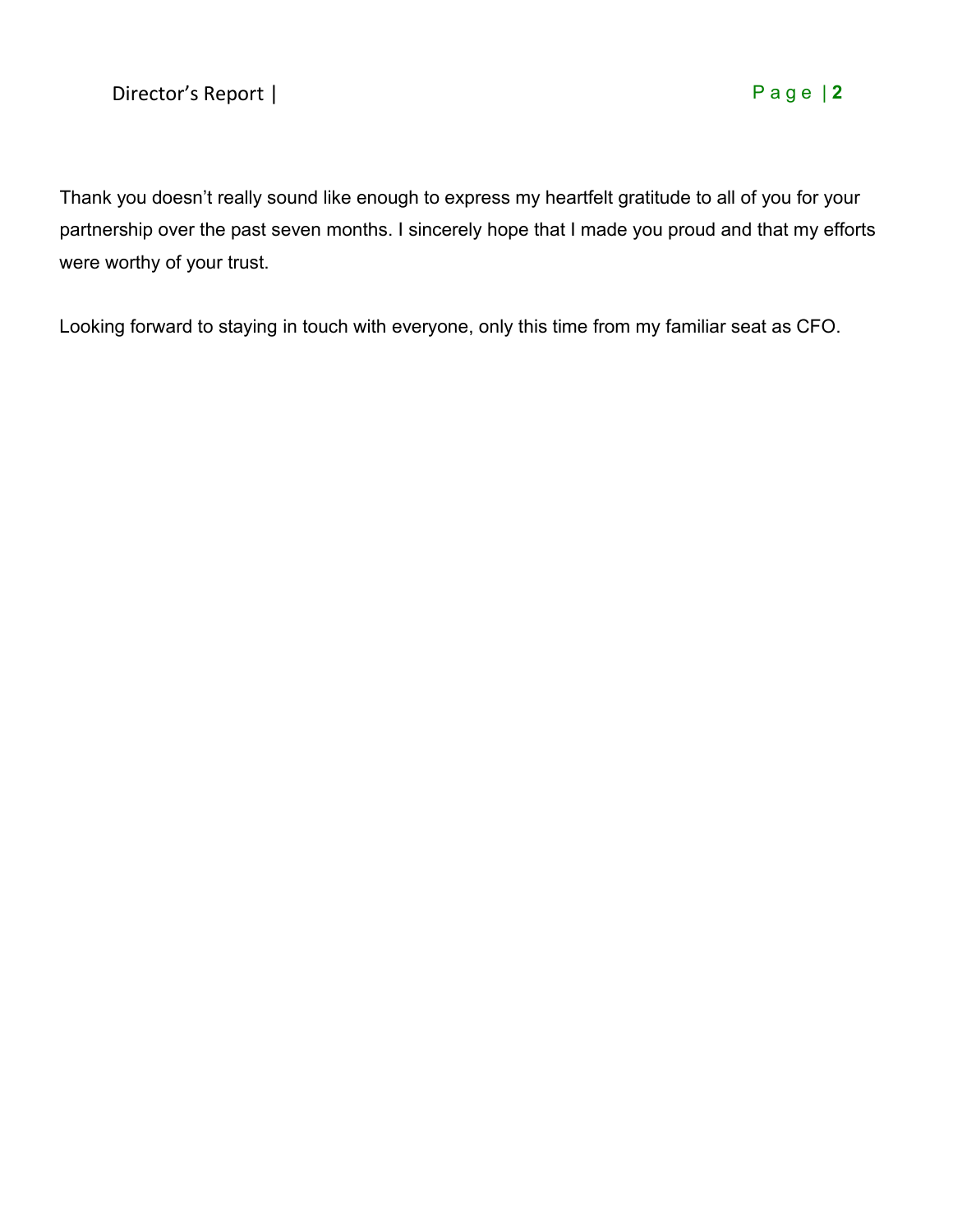Thank you doesn’t really sound like enough to express my heartfelt gratitude to all of you for your partnership over the past seven months. I sincerely hope that I made you proud and that my efforts were worthy of your trust.

Looking forward to staying in touch with everyone, only this time from my familiar seat as CFO.